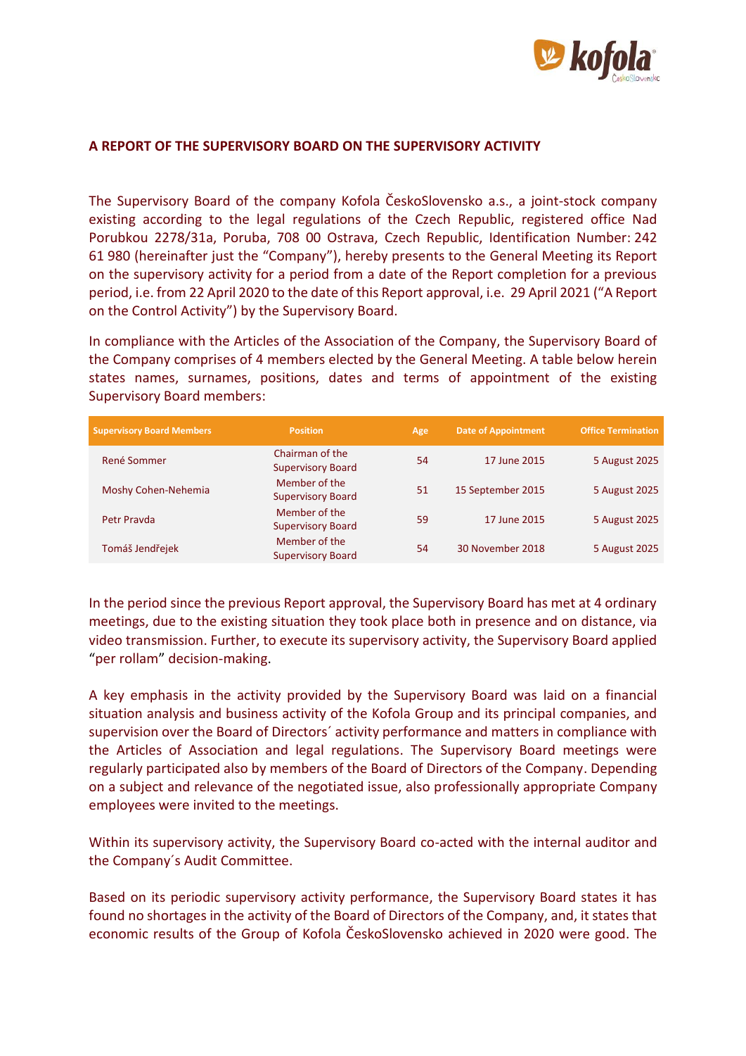## A REPORT OF THE SUPERVISORY BOARD ON THE SUPERVISORY ACTIVITY

The Supervisory Board of the company Kofola ČeskoSlovensko a.s., a joint-stock company existing according to the legal regulations of the Czech Republic, registered office Nad Porubkou 2278/31a, Poruba, 708 00 Ostrava, Czech Republic, Identification Number: 242 61 980 (hereinafter just the "Company"), hereby presents to the General Meeting its Report on the supervisory activity for a period from a date of the Report completion for a previous period, i.e. from 22 April 2020 to the date of this Report approval, i.e. 29 April 2021 ("A Report on the Control Activity") by the Supervisory Board.

In compliance with the Articles of the Association of the Company, the Supervisory Board of the Company comprises of 4 members elected by the General Meeting. A table below herein states names, surnames, positions, dates and terms of appointment of the existing Supervisory Board members:

| Supervisory Board Members | Position | Age | Date of Appointment | Office Termination |
|---|---|---|---|---|
| René Sommer | Chairman of the Supervisory Board | 54 | 17 June 2015 | 5 August 2025 |
| Moshy Cohen-Nehemia | Member of the Supervisory Board | 51 | 15 September 2015 | 5 August 2025 |
| Petr Pravda | Member of the Supervisory Board | 59 | 17 June 2015 | 5 August 2025 |
| Tomáš Jendřejek | Member of the Supervisory Board | 54 | 30 November 2018 | 5 August 2025 |

In the period since the previous Report approval, the Supervisory Board has met at 4 ordinary meetings, due to the existing situation they took place both in presence and on distance, via video transmission. Further, to execute its supervisory activity, the Supervisory Board applied "per rollam" decision-making.

A key emphasis in the activity provided by the Supervisory Board was laid on a financial situation analysis and business activity of the Kofola Group and its principal companies, and supervision over the Board of Directors´ activity performance and matters in compliance with the Articles of Association and legal regulations. The Supervisory Board meetings were regularly participated also by members of the Board of Directors of the Company. Depending on a subject and relevance of the negotiated issue, also professionally appropriate Company employees were invited to the meetings.

Within its supervisory activity, the Supervisory Board co-acted with the internal auditor and the Company´s Audit Committee.

Based on its periodic supervisory activity performance, the Supervisory Board states it has found no shortages in the activity of the Board of Directors of the Company, and, it states that economic results of the Group of Kofola ČeskoSlovensko achieved in 2020 were good. The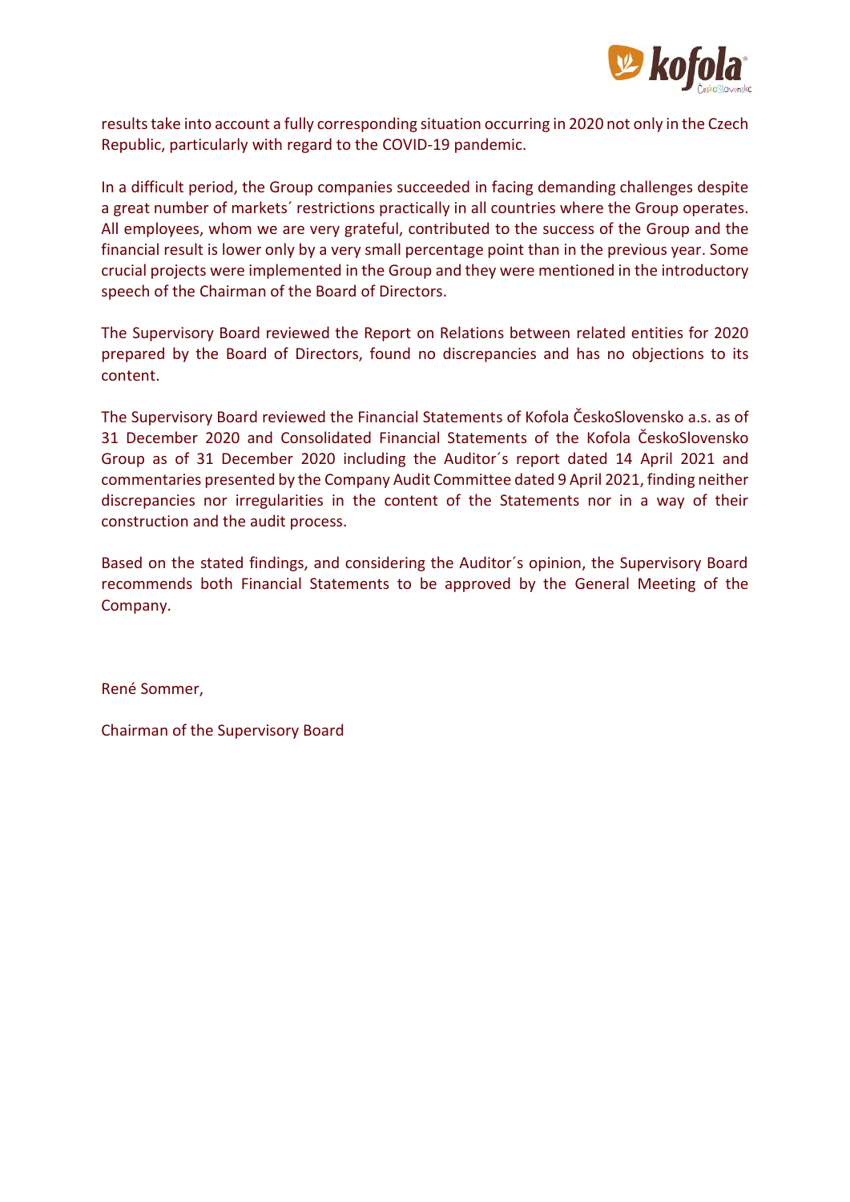results take into account a fully corresponding situation occurring in 2020 not only in the Czech Republic, particularly with regard to the COVID-19 pandemic.

In a difficult period, the Group companies succeeded in facing demanding challenges despite a great number of markets´ restrictions practically in all countries where the Group operates. All employees, whom we are very grateful, contributed to the success of the Group and the financial result is lower only by a very small percentage point than in the previous year. Some crucial projects were implemented in the Group and they were mentioned in the introductory speech of the Chairman of the Board of Directors.

The Supervisory Board reviewed the Report on Relations between related entities for 2020 prepared by the Board of Directors, found no discrepancies and has no objections to its content.

The Supervisory Board reviewed the Financial Statements of Kofola ČeskoSlovensko a.s. as of 31 December 2020 and Consolidated Financial Statements of the Kofola ČeskoSlovensko Group as of 31 December 2020 including the Auditor´s report dated 14 April 2021 and commentaries presented by the Company Audit Committee dated 9 April 2021, finding neither discrepancies nor irregularities in the content of the Statements nor in a way of their construction and the audit process.

Based on the stated findings, and considering the Auditor´s opinion, the Supervisory Board recommends both Financial Statements to be approved by the General Meeting of the Company.

René Sommer,

Chairman of the Supervisory Board